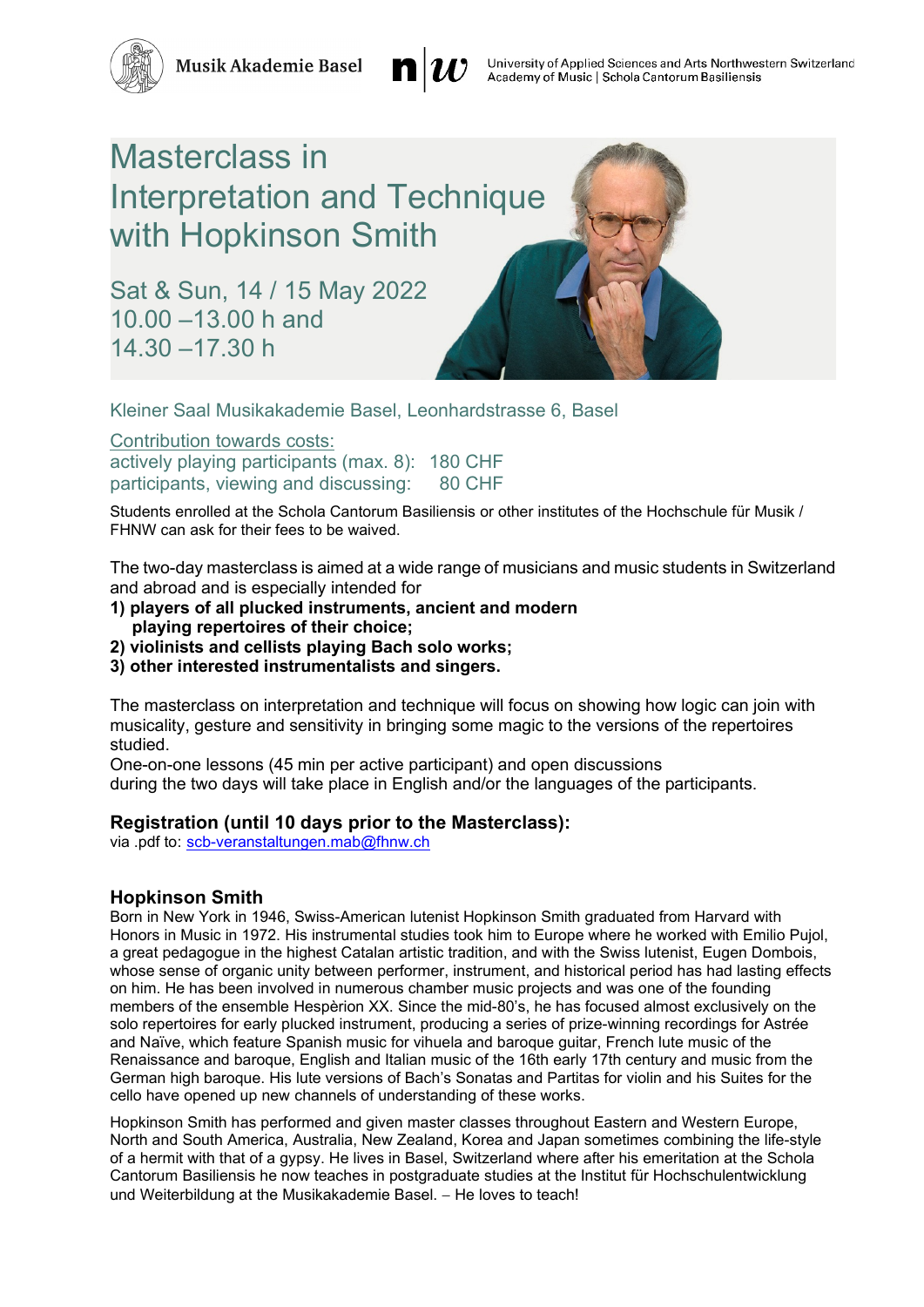Musik Akademie Basel

University of Applied Sciences and Arts Northwestern Switzerland
Academy of Music | Schola Cantorum Basiliensis

# Masterclass in Interpretation and Technique with Hopkinson Smith

## Sat & Sun, 14 / 15 May 2022
## 10.00 –13.00 h and
## 14.30 –17.30 h

Kleiner Saal Musikakademie Basel, Leonhardstrasse 6, Basel

Contribution towards costs:
actively playing participants (max. 8): 180 CHF
participants, viewing and discussing: 80 CHF

Students enrolled at the Schola Cantorum Basiliensis or other institutes of the Hochschule für Musik / FHNW can ask for their fees to be waived.

The two-day masterclass is aimed at a wide range of musicians and music students in Switzerland and abroad and is especially intended for

**1) players of all plucked instruments, ancient and modern playing repertoires of their choice;**
**2) violinists and cellists playing Bach solo works;**
**3) other interested instrumentalists and singers.**

The masterclass on interpretation and technique will focus on showing how logic can join with musicality, gesture and sensitivity in bringing some magic to the versions of the repertoires studied.
One-on-one lessons (45 min per active participant) and open discussions during the two days will take place in English and/or the languages of the participants.

### Registration (until 10 days prior to the Masterclass):

via .pdf to: scb-veranstaltungen.mab@fhnw.ch

### Hopkinson Smith

Born in New York in 1946, Swiss-American lutenist Hopkinson Smith graduated from Harvard with Honors in Music in 1972. His instrumental studies took him to Europe where he worked with Emilio Pujol, a great pedagogue in the highest Catalan artistic tradition, and with the Swiss lutenist, Eugen Dombois, whose sense of organic unity between performer, instrument, and historical period has had lasting effects on him. He has been involved in numerous chamber music projects and was one of the founding members of the ensemble Hespèrion XX. Since the mid-80's, he has focused almost exclusively on the solo repertoires for early plucked instrument, producing a series of prize-winning recordings for Astrée and Naïve, which feature Spanish music for vihuela and baroque guitar, French lute music of the Renaissance and baroque, English and Italian music of the 16th early 17th century and music from the German high baroque. His lute versions of Bach's Sonatas and Partitas for violin and his Suites for the cello have opened up new channels of understanding of these works.

Hopkinson Smith has performed and given master classes throughout Eastern and Western Europe, North and South America, Australia, New Zealand, Korea and Japan sometimes combining the life-style of a hermit with that of a gypsy. He lives in Basel, Switzerland where after his emeritation at the Schola Cantorum Basiliensis he now teaches in postgraduate studies at the Institut für Hochschulentwicklung und Weiterbildung at the Musikakademie Basel. – He loves to teach!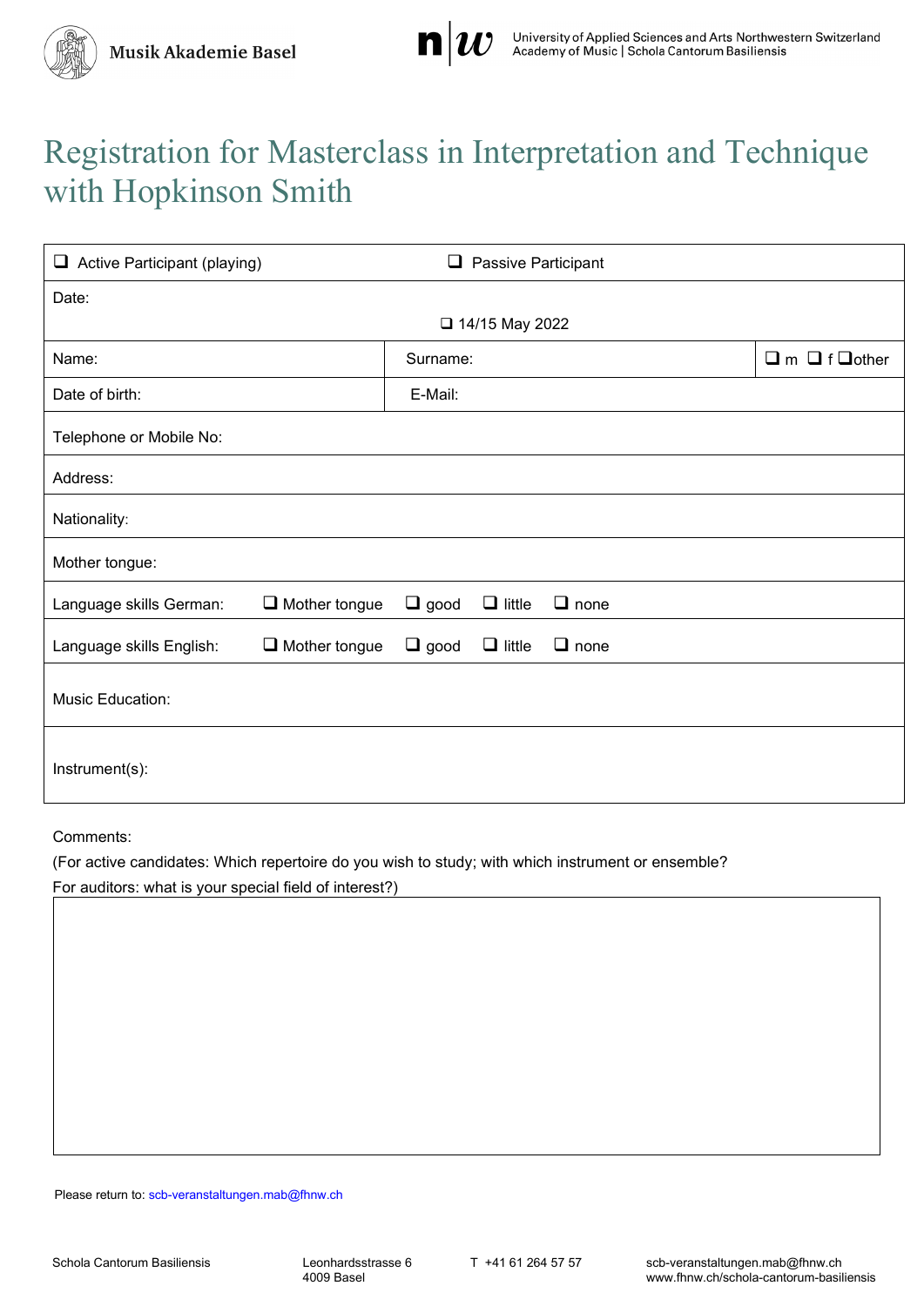Musik Akademie Basel

University of Applied Sciences and Arts Northwestern Switzerland
Academy of Music | Schola Cantorum Basiliensis

# Registration for Masterclass in Interpretation and Technique with Hopkinson Smith

| | | | | | |
|---|---|---|---|---|---|
| ☐ Active Participant (playing) | | ☐ Passive Participant | | | |
| Date: ☐ 14/15 May 2022 | | | | | |
| Name: | | Surname: | | | ☐ m ☐ f ☐other |
| Date of birth: | | E-Mail: | | | |
| Telephone or Mobile No: | | | | | |
| Address: | | | | | |
| Nationality: | | | | | |
| Mother tongue: | | | | | |
| Language skills German: | ☐ Mother tongue | ☐ good | ☐ little | ☐ none | |
| Language skills English: | ☐ Mother tongue | ☐ good | ☐ little | ☐ none | |
| Music Education: | | | | | |
| Instrument(s): | | | | | |

Comments:
(For active candidates: Which repertoire do you wish to study; with which instrument or ensemble?
For auditors: what is your special field of interest?)

Please return to: scb-veranstaltungen.mab@fhnw.ch

Schola Cantorum Basiliensis
Leonhardsstrasse 6
4009 Basel
T +41 61 264 57 57
scb-veranstaltungen.mab@fhnw.ch
www.fhnw.ch/schola-cantorum-basiliensis